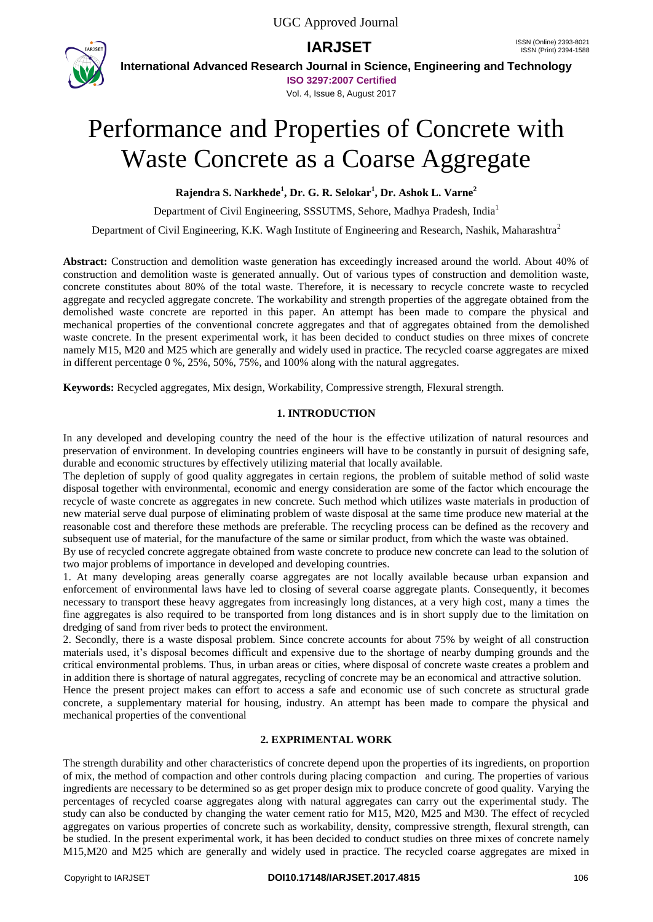# Performance and Properties of Concrete with Waste Concrete as a Coarse Aggregate

**Rajendra S. Narkhede[1], Dr. G. R. Selokar[1], Dr. Ashok L. Varne[2]**

Department of Civil Engineering, SSSUTMS, Sehore, Madhya Pradesh, India[1]

Department of Civil Engineering, K.K. Wagh Institute of Engineering and Research, Nashik, Maharashtra[2]

**Abstract:** Construction and demolition waste generation has exceedingly increased around the world. About 40% of construction and demolition waste is generated annually. Out of various types of construction and demolition waste, concrete constitutes about 80% of the total waste. Therefore, it is necessary to recycle concrete waste to recycled aggregate and recycled aggregate concrete. The workability and strength properties of the aggregate obtained from the demolished waste concrete are reported in this paper. An attempt has been made to compare the physical and mechanical properties of the conventional concrete aggregates and that of aggregates obtained from the demolished waste concrete. In the present experimental work, it has been decided to conduct studies on three mixes of concrete namely M15, M20 and M25 which are generally and widely used in practice. The recycled coarse aggregates are mixed in different percentage 0 %, 25%, 50%, 75%, and 100% along with the natural aggregates.

**Keywords:** Recycled aggregates, Mix design, Workability, Compressive strength, Flexural strength.

## 1. INTRODUCTION

In any developed and developing country the need of the hour is the effective utilization of natural resources and preservation of environment. In developing countries engineers will have to be constantly in pursuit of designing safe, durable and economic structures by effectively utilizing material that locally available.

The depletion of supply of good quality aggregates in certain regions, the problem of suitable method of solid waste disposal together with environmental, economic and energy consideration are some of the factor which encourage the recycle of waste concrete as aggregates in new concrete. Such method which utilizes waste materials in production of new material serve dual purpose of eliminating problem of waste disposal at the same time produce new material at the reasonable cost and therefore these methods are preferable. The recycling process can be defined as the recovery and subsequent use of material, for the manufacture of the same or similar product, from which the waste was obtained.

By use of recycled concrete aggregate obtained from waste concrete to produce new concrete can lead to the solution of two major problems of importance in developed and developing countries.

1. At many developing areas generally coarse aggregates are not locally available because urban expansion and enforcement of environmental laws have led to closing of several coarse aggregate plants. Consequently, it becomes necessary to transport these heavy aggregates from increasingly long distances, at a very high cost, many a times the fine aggregates is also required to be transported from long distances and is in short supply due to the limitation on dredging of sand from river beds to protect the environment.
2. Secondly, there is a waste disposal problem. Since concrete accounts for about 75% by weight of all construction materials used, it's disposal becomes difficult and expensive due to the shortage of nearby dumping grounds and the critical environmental problems. Thus, in urban areas or cities, where disposal of concrete waste creates a problem and in addition there is shortage of natural aggregates, recycling of concrete may be an economical and attractive solution.

Hence the present project makes can effort to access a safe and economic use of such concrete as structural grade concrete, a supplementary material for housing, industry. An attempt has been made to compare the physical and mechanical properties of the conventional

## 2. EXPRIMENTAL WORK

The strength durability and other characteristics of concrete depend upon the properties of its ingredients, on proportion of mix, the method of compaction and other controls during placing compaction and curing. The properties of various ingredients are necessary to be determined so as get proper design mix to produce concrete of good quality. Varying the percentages of recycled coarse aggregates along with natural aggregates can carry out the experimental study. The study can also be conducted by changing the water cement ratio for M15, M20, M25 and M30. The effect of recycled aggregates on various properties of concrete such as workability, density, compressive strength, flexural strength, can be studied. In the present experimental work, it has been decided to conduct studies on three mixes of concrete namely M15,M20 and M25 which are generally and widely used in practice. The recycled coarse aggregates are mixed in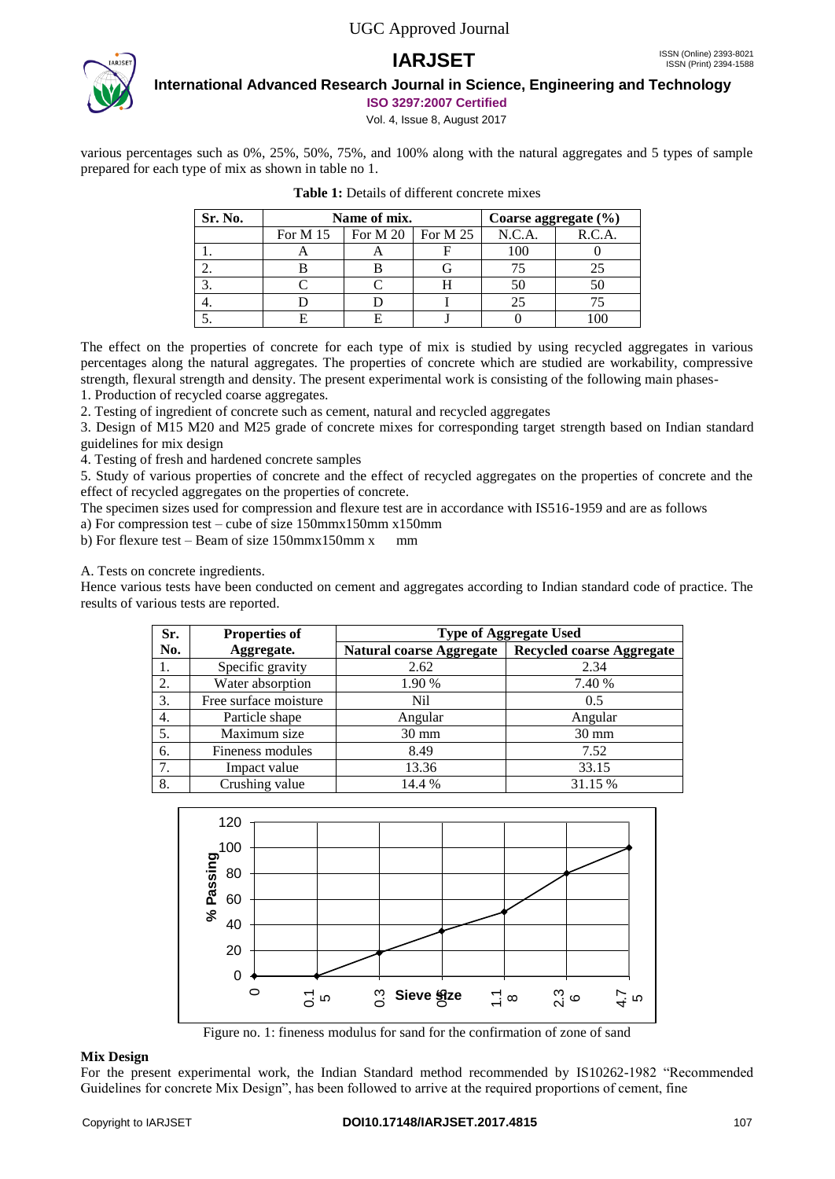various percentages such as 0%, 25%, 50%, 75%, and 100% along with the natural aggregates and 5 types of sample prepared for each type of mix as shown in table no 1.

**Table 1:** Details of different concrete mixes

| Sr. No. | Name of mix. | | | Coarse aggregate (%) | |
|---|---|---|---|---|---|
| | For M 15 | For M 20 | For M 25 | N.C.A. | R.C.A. |
| 1. | A | A | F | 100 | 0 |
| 2. | B | B | G | 75 | 25 |
| 3. | C | C | H | 50 | 50 |
| 4. | D | D | I | 25 | 75 |
| 5. | E | E | J | 0 | 100 |

The effect on the properties of concrete for each type of mix is studied by using recycled aggregates in various percentages along the natural aggregates. The properties of concrete which are studied are workability, compressive strength, flexural strength and density. The present experimental work is consisting of the following main phases-

1. Production of recycled coarse aggregates.
2. Testing of ingredient of concrete such as cement, natural and recycled aggregates
3. Design of M15 M20 and M25 grade of concrete mixes for corresponding target strength based on Indian standard guidelines for mix design
4. Testing of fresh and hardened concrete samples
5. Study of various properties of concrete and the effect of recycled aggregates on the properties of concrete and the effect of recycled aggregates on the properties of concrete.

The specimen sizes used for compression and flexure test are in accordance with IS516-1959 and are as follows

a) For compression test – cube of size 150mmx150mm x150mm

b) For flexure test – Beam of size 150mmx150mm x mm

A. Tests on concrete ingredients.

Hence various tests have been conducted on cement and aggregates according to Indian standard code of practice. The results of various tests are reported.

| Sr. No. | Properties of Aggregate. | Type of Aggregate Used | |
|---|---|---|---|
| | | Natural coarse Aggregate | Recycled coarse Aggregate |
| 1. | Specific gravity | 2.62 | 2.34 |
| 2. | Water absorption | 1.90 % | 7.40 % |
| 3. | Free surface moisture | Nil | 0.5 |
| 4. | Particle shape | Angular | Angular |
| 5. | Maximum size | 30 mm | 30 mm |
| 6. | Fineness modules | 8.49 | 7.52 |
| 7. | Impact value | 13.36 | 33.15 |
| 8. | Crushing value | 14.4 % | 31.15 % |

Figure no. 1: fineness modulus for sand for the confirmation of zone of sand

## Mix Design

For the present experimental work, the Indian Standard method recommended by IS10262-1982 "Recommended Guidelines for concrete Mix Design", has been followed to arrive at the required proportions of cement, fine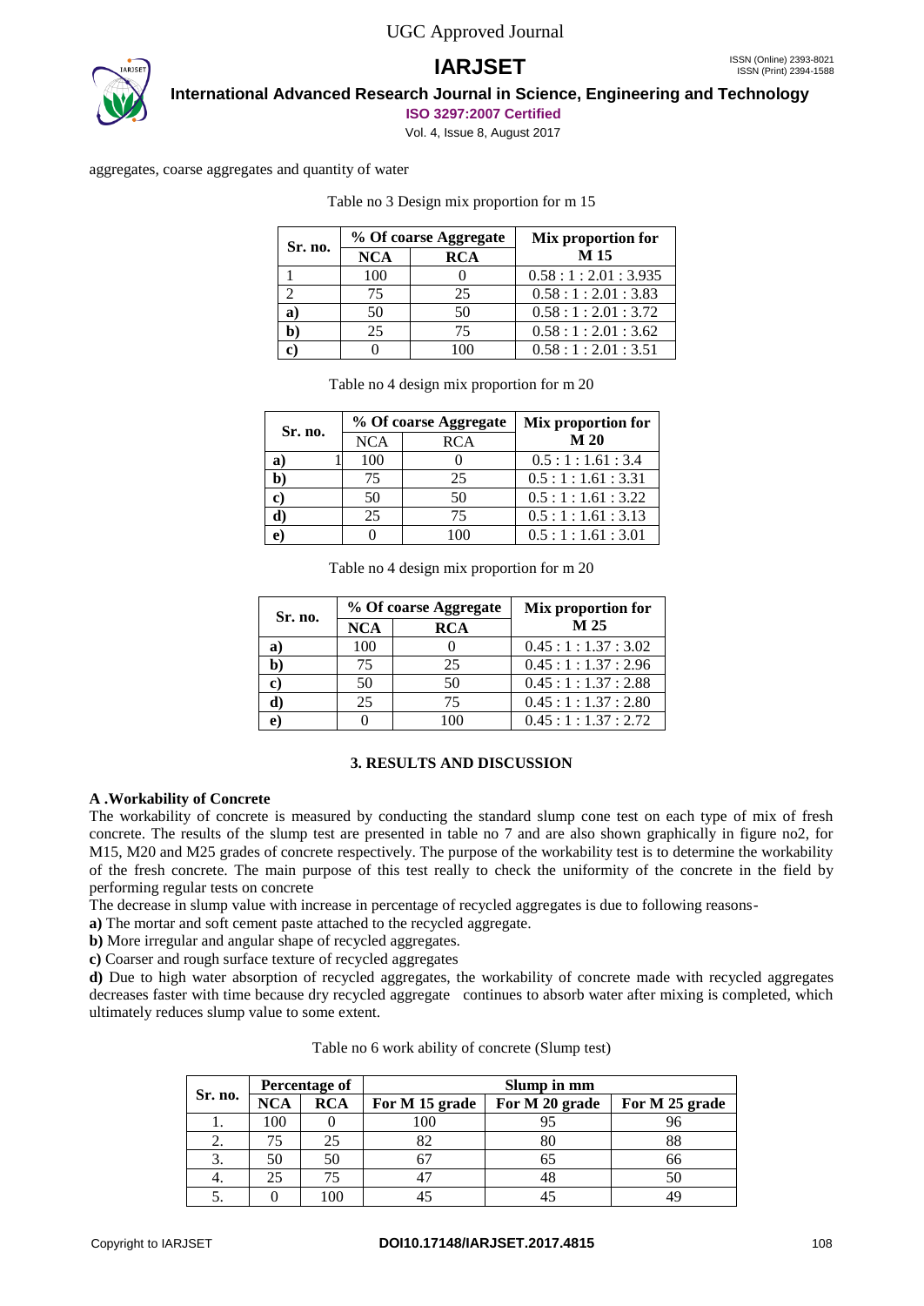aggregates, coarse aggregates and quantity of water

Table no 3 Design mix proportion for m 15

| Sr. no. | % Of coarse Aggregate | | Mix proportion for M 15 |
|---|---|---|---|
| | NCA | RCA | |
| 1 | 100 | 0 | 0.58 : 1 : 2.01 : 3.935 |
| 2 | 75 | 25 | 0.58 : 1 : 2.01 : 3.83 |
| a) | 50 | 50 | 0.58 : 1 : 2.01 : 3.72 |
| b) | 25 | 75 | 0.58 : 1 : 2.01 : 3.62 |
| c) | 0 | 100 | 0.58 : 1 : 2.01 : 3.51 |

Table no 4 design mix proportion for m 20

| Sr. no. | % Of coarse Aggregate | | Mix proportion for M 20 |
|---|---|---|---|
| | NCA | RCA | |
| a) 1 | 100 | 0 | 0.5 : 1 : 1.61 : 3.4 |
| b) | 75 | 25 | 0.5 : 1 : 1.61 : 3.31 |
| c) | 50 | 50 | 0.5 : 1 : 1.61 : 3.22 |
| d) | 25 | 75 | 0.5 : 1 : 1.61 : 3.13 |
| e) | 0 | 100 | 0.5 : 1 : 1.61 : 3.01 |

Table no 4 design mix proportion for m 20

| Sr. no. | % Of coarse Aggregate | | Mix proportion for M 25 |
|---|---|---|---|
| | NCA | RCA | |
| a) | 100 | 0 | 0.45 : 1 : 1.37 : 3.02 |
| b) | 75 | 25 | 0.45 : 1 : 1.37 : 2.96 |
| c) | 50 | 50 | 0.45 : 1 : 1.37 : 2.88 |
| d) | 25 | 75 | 0.45 : 1 : 1.37 : 2.80 |
| e) | 0 | 100 | 0.45 : 1 : 1.37 : 2.72 |

## 3. RESULTS AND DISCUSSION

### A .Workability of Concrete

The workability of concrete is measured by conducting the standard slump cone test on each type of mix of fresh concrete. The results of the slump test are presented in table no 7 and are also shown graphically in figure no2, for M15, M20 and M25 grades of concrete respectively. The purpose of the workability test is to determine the workability of the fresh concrete. The main purpose of this test really to check the uniformity of the concrete in the field by performing regular tests on concrete

The decrease in slump value with increase in percentage of recycled aggregates is due to following reasons-

**a)** The mortar and soft cement paste attached to the recycled aggregate.

**b)** More irregular and angular shape of recycled aggregates.

**c)** Coarser and rough surface texture of recycled aggregates

**d)** Due to high water absorption of recycled aggregates, the workability of concrete made with recycled aggregates decreases faster with time because dry recycled aggregate continues to absorb water after mixing is completed, which ultimately reduces slump value to some extent.

Table no 6 work ability of concrete (Slump test)

| Sr. no. | Percentage of | | Slump in mm | | |
|---|---|---|---|---|---|
| | NCA | RCA | For M 15 grade | For M 20 grade | For M 25 grade |
| 1. | 100 | 0 | 100 | 95 | 96 |
| 2. | 75 | 25 | 82 | 80 | 88 |
| 3. | 50 | 50 | 67 | 65 | 66 |
| 4. | 25 | 75 | 47 | 48 | 50 |
| 5. | 0 | 100 | 45 | 45 | 49 |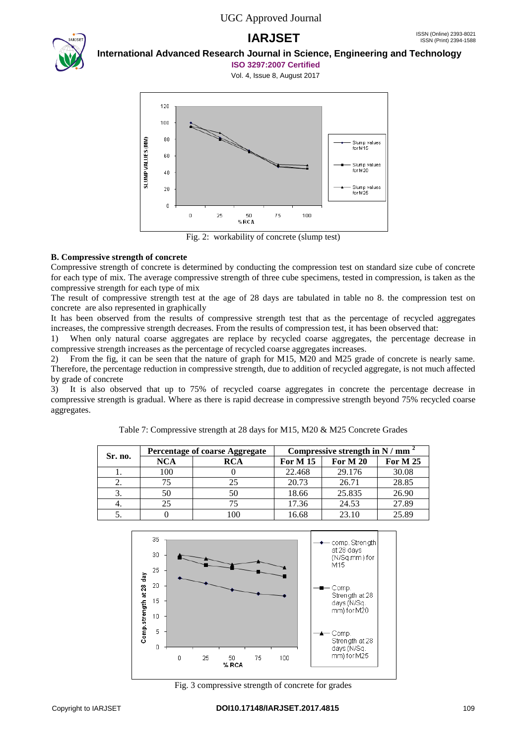Fig. 2: workability of concrete (slump test)

### B. Compressive strength of concrete

Compressive strength of concrete is determined by conducting the compression test on standard size cube of concrete for each type of mix. The average compressive strength of three cube specimens, tested in compression, is taken as the compressive strength for each type of mix

The result of compressive strength test at the age of 28 days are tabulated in table no 8. the compression test on concrete are also represented in graphically

It has been observed from the results of compressive strength test that as the percentage of recycled aggregates increases, the compressive strength decreases. From the results of compression test, it has been observed that:

1) When only natural coarse aggregates are replace by recycled coarse aggregates, the percentage decrease in compressive strength increases as the percentage of recycled coarse aggregates increases.
2) From the fig, it can be seen that the nature of graph for M15, M20 and M25 grade of concrete is nearly same. Therefore, the percentage reduction in compressive strength, due to addition of recycled aggregate, is not much affected by grade of concrete
3) It is also observed that up to 75% of recycled coarse aggregates in concrete the percentage decrease in compressive strength is gradual. Where as there is rapid decrease in compressive strength beyond 75% recycled coarse aggregates.

Table 7: Compressive strength at 28 days for M15, M20 & M25 Concrete Grades

| Sr. no. | Percentage of coarse Aggregate | | Compressive strength in N / mm $^2$ | | |
|---|---|---|---|---|---|
| | NCA | RCA | For M 15 | For M 20 | For M 25 |
| 1. | 100 | 0 | 22.468 | 29.176 | 30.08 |
| 2. | 75 | 25 | 20.73 | 26.71 | 28.85 |
| 3. | 50 | 50 | 18.66 | 25.835 | 26.90 |
| 4. | 25 | 75 | 17.36 | 24.53 | 27.89 |
| 5. | 0 | 100 | 16.68 | 23.10 | 25.89 |

Fig. 3 compressive strength of concrete for grades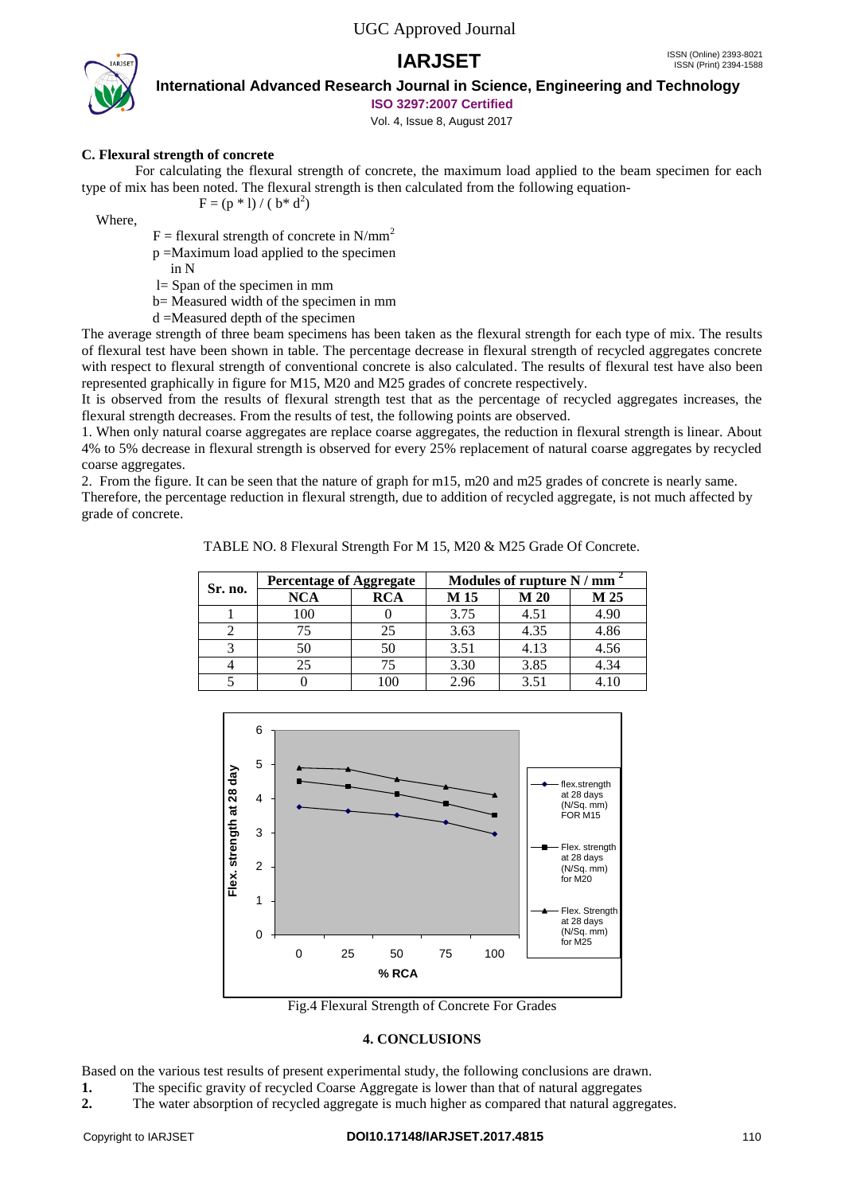### C. Flexural strength of concrete

For calculating the flexural strength of concrete, the maximum load applied to the beam specimen for each type of mix has been noted. The flexural strength is then calculated from the following equation-

$$F = (p * l) / (b * d^2)$$

Where,

$F$ = flexural strength of concrete in $N/mm^2$

$p$ = Maximum load applied to the specimen in N

$l$ = Span of the specimen in mm

$b$ = Measured width of the specimen in mm

$d$ = Measured depth of the specimen

The average strength of three beam specimens has been taken as the flexural strength for each type of mix. The results of flexural test have been shown in table. The percentage decrease in flexural strength of recycled aggregates concrete with respect to flexural strength of conventional concrete is also calculated. The results of flexural test have also been represented graphically in figure for M15, M20 and M25 grades of concrete respectively.

It is observed from the results of flexural strength test that as the percentage of recycled aggregates increases, the flexural strength decreases. From the results of test, the following points are observed.

1. When only natural coarse aggregates are replace coarse aggregates, the reduction in flexural strength is linear. About 4% to 5% decrease in flexural strength is observed for every 25% replacement of natural coarse aggregates by recycled coarse aggregates.
2. From the figure. It can be seen that the nature of graph for m15, m20 and m25 grades of concrete is nearly same.

Therefore, the percentage reduction in flexural strength, due to addition of recycled aggregate, is not much affected by grade of concrete.

TABLE NO. 8 Flexural Strength For M 15, M20 & M25 Grade Of Concrete.

| Sr. no. | Percentage of Aggregate | | Modules of rupture $N / mm^2$ | | |
|---|---|---|---|---|---|
| | NCA | RCA | M 15 | M 20 | M 25 |
| 1 | 100 | 0 | 3.75 | 4.51 | 4.90 |
| 2 | 75 | 25 | 3.63 | 4.35 | 4.86 |
| 3 | 50 | 50 | 3.51 | 4.13 | 4.56 |
| 4 | 25 | 75 | 3.30 | 3.85 | 4.34 |
| 5 | 0 | 100 | 2.96 | 3.51 | 4.10 |

Fig.4 Flexural Strength of Concrete For Grades

## 4. CONCLUSIONS

Based on the various test results of present experimental study, the following conclusions are drawn.

1. The specific gravity of recycled Coarse Aggregate is lower than that of natural aggregates
2. The water absorption of recycled aggregate is much higher as compared that natural aggregates.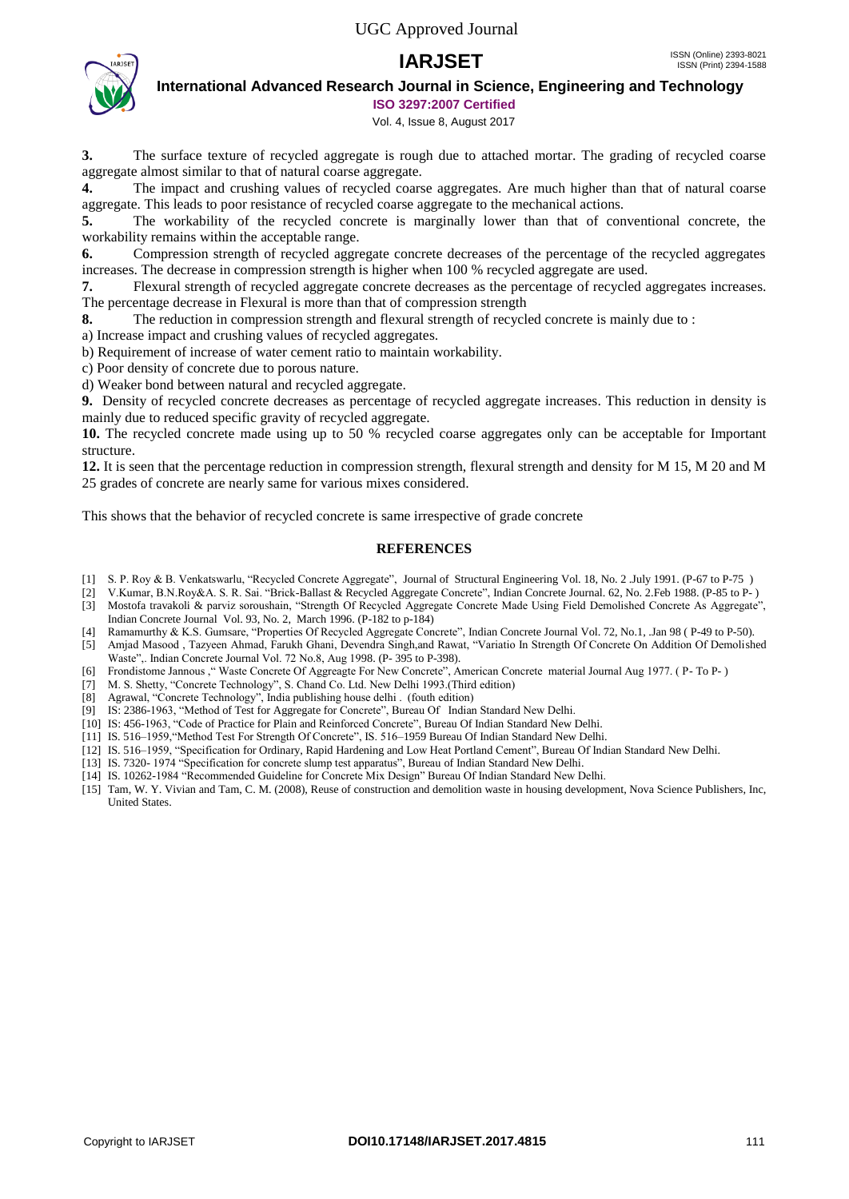**3.** The surface texture of recycled aggregate is rough due to attached mortar. The grading of recycled coarse aggregate almost similar to that of natural coarse aggregate.

**4.** The impact and crushing values of recycled coarse aggregates. Are much higher than that of natural coarse aggregate. This leads to poor resistance of recycled coarse aggregate to the mechanical actions.

**5.** The workability of the recycled concrete is marginally lower than that of conventional concrete, the workability remains within the acceptable range.

**6.** Compression strength of recycled aggregate concrete decreases of the percentage of the recycled aggregates increases. The decrease in compression strength is higher when 100 % recycled aggregate are used.

**7.** Flexural strength of recycled aggregate concrete decreases as the percentage of recycled aggregates increases. The percentage decrease in Flexural is more than that of compression strength

**8.** The reduction in compression strength and flexural strength of recycled concrete is mainly due to :

a) Increase impact and crushing values of recycled aggregates.

b) Requirement of increase of water cement ratio to maintain workability.

c) Poor density of concrete due to porous nature.

d) Weaker bond between natural and recycled aggregate.

**9.** Density of recycled concrete decreases as percentage of recycled aggregate increases. This reduction in density is mainly due to reduced specific gravity of recycled aggregate.

**10.** The recycled concrete made using up to 50 % recycled coarse aggregates only can be acceptable for Important structure.

**12.** It is seen that the percentage reduction in compression strength, flexural strength and density for M 15, M 20 and M 25 grades of concrete are nearly same for various mixes considered.

This shows that the behavior of recycled concrete is same irrespective of grade concrete

## REFERENCES

[1] S. P. Roy & B. Venkatswarlu, "Recycled Concrete Aggregate", Journal of Structural Engineering Vol. 18, No. 2 .July 1991. (P-67 to P-75 )

[2] V.Kumar, B.N.Roy&A. S. R. Sai. "Brick-Ballast & Recycled Aggregate Concrete", Indian Concrete Journal. 62, No. 2.Feb 1988. (P-85 to P- )

[3] Mostofa travakoli & parviz soroushain, "Strength Of Recycled Aggregate Concrete Made Using Field Demolished Concrete As Aggregate", Indian Concrete Journal Vol. 93, No. 2, March 1996. (P-182 to p-184)

[4] Ramamurthy & K.S. Gumsare, "Properties Of Recycled Aggregate Concrete", Indian Concrete Journal Vol. 72, No.1, .Jan 98 ( P-49 to P-50).

[5] Amjad Masood , Tazyeen Ahmad, Farukh Ghani, Devendra Singh,and Rawat, "Variatio In Strength Of Concrete On Addition Of Demolished Waste",. Indian Concrete Journal Vol. 72 No.8, Aug 1998. (P- 395 to P-398).

[6] Frondistome Jannous ," Waste Concrete Of Aggreagte For New Concrete", American Concrete material Journal Aug 1977. ( P- To P- )

[7] M. S. Shetty, "Concrete Technology", S. Chand Co. Ltd. New Delhi 1993.(Third edition)

[8] Agrawal, "Concrete Technology", India publishing house delhi . (fouth edition)

[9] IS: 2386-1963, "Method of Test for Aggregate for Concrete", Bureau Of Indian Standard New Delhi.

[10] IS: 456-1963, "Code of Practice for Plain and Reinforced Concrete", Bureau Of Indian Standard New Delhi.

[11] IS. 516–1959,"Method Test For Strength Of Concrete", IS. 516–1959 Bureau Of Indian Standard New Delhi.

[12] IS. 516–1959, "Specification for Ordinary, Rapid Hardening and Low Heat Portland Cement", Bureau Of Indian Standard New Delhi.

[13] IS. 7320- 1974 "Specification for concrete slump test apparatus", Bureau of Indian Standard New Delhi.

[14] IS. 10262-1984 "Recommended Guideline for Concrete Mix Design" Bureau Of Indian Standard New Delhi.

[15] Tam, W. Y. Vivian and Tam, C. M. (2008), Reuse of construction and demolition waste in housing development, Nova Science Publishers, Inc, United States.